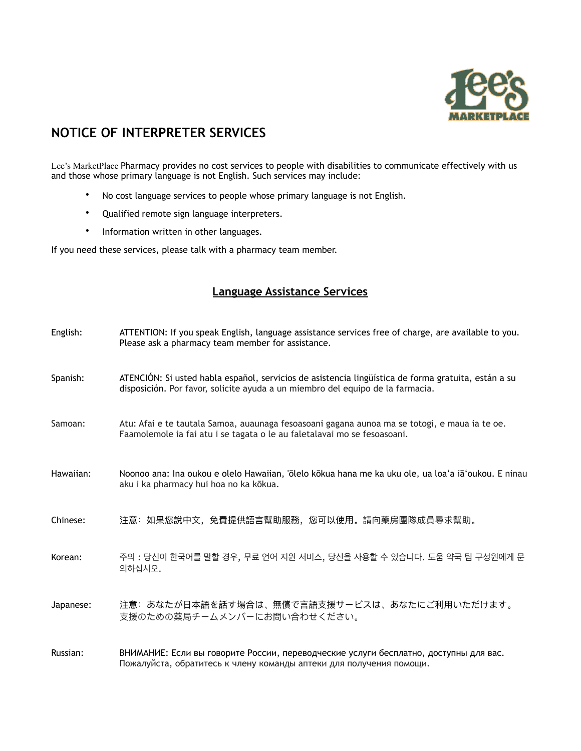# NOTICE OF INTERPRETER SERVICES

Lee's MarketPlace Pharmacy provides no cost services to people with disabilities to communicate effectively with us and those whose primary language is not English. Such services may include:

- No cost language services to people whose primary language is not English.
- Qualified remote sign language interpreters.
- Information written in other languages.

If you need these services, please talk with a pharmacy team member.

## Language Assistance Services

English: ATTENTION: If you speak English, language assistance services free of charge, are available to you. Please ask a pharmacy team member for assistance.

Spanish: ATENCIÓN: Si usted habla español, servicios de asistencia lingüística de forma gratuita, están a su disposición. Por favor, solicite ayuda a un miembro del equipo de la farmacia.

Samoan: Atu: Afai e te tautala Samoa, auaunaga fesoasoani gagana aunoa ma se totogi, e maua ia te oe. Faamolemole ia fai atu i se tagata o le au faletalavai mo se fesoasoani.

Hawaiian: Noonoo ana: Ina oukou e olelo Hawaiian, ʽōlelo kōkua hana me ka uku ole, ua loaʻa iāʻoukou. E ninau aku i ka pharmacy hui hoa no ka kōkua.

Chinese: 注意：如果您說中文，免費提供語言幫助服務，您可以使用。請向藥房團隊成員尋求幫助。

Korean: 주의 : 당신이 한국어를 말할 경우, 무료 언어 지원 서비스, 당신을 사용할 수 있습니다. 도움 약국 팀 구성원에게 문의하십시오.

Japanese: 注意：あなたが日本語を話す場合は、無償で言語支援サービスは、あなたにご利用いただけます。支援のための薬局チームメンバーにお問い合わせください。

Russian: ВНИМАНИЕ: Если вы говорите России, переводческие услуги бесплатно, доступны для вас. Пожалуйста, обратитесь к члену команды аптеки для получения помощи.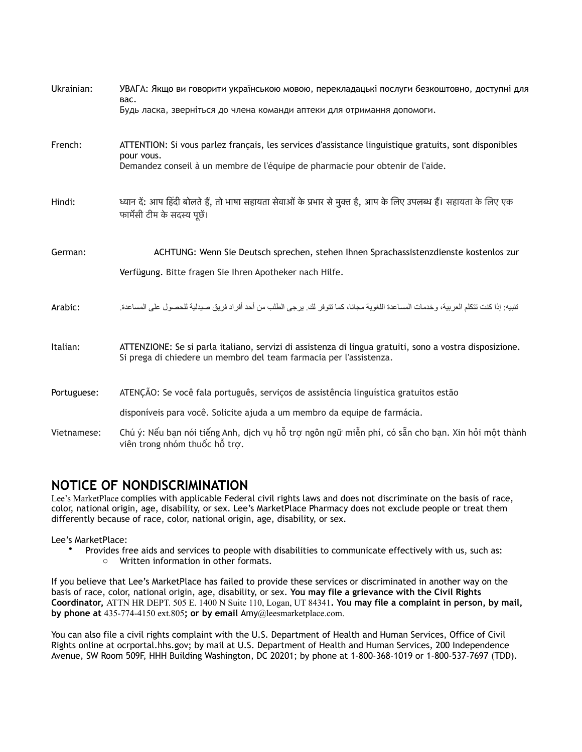Ukrainian: УВАГА: Якщо ви говорити українською мовою, перекладацькі послуги безкоштовно, доступні для вас.
Будь ласка, зверніться до члена команди аптеки для отримання допомоги.

French: ATTENTION: Si vous parlez français, les services d'assistance linguistique gratuits, sont disponibles pour vous.
Demandez conseil à un membre de l'équipe de pharmacie pour obtenir de l'aide.

Hindi: ध्यान दें: आप हिंदी बोलते हैं, तो भाषा सहायता सेवाओं के प्रभार से मुक्त है, आप के लिए उपलब्ध हैं। सहायता के लिए एक फार्मेसी टीम के सदस्य पूछें।

German: ACHTUNG: Wenn Sie Deutsch sprechen, stehen Ihnen Sprachassistenzdienste kostenlos zur Verfügung. Bitte fragen Sie Ihren Apotheker nach Hilfe.

Arabic: تنبيه: إذا كنت تتكلم العربية، وخدمات المساعدة اللغوية مجانا، كما تتوفر لك. يرجى الطلب من أحد أفراد فريق صيدلية للحصول على المساعدة.

Italian: ATTENZIONE: Se si parla italiano, servizi di assistenza di lingua gratuiti, sono a vostra disposizione.
Si prega di chiedere un membro del team farmacia per l'assistenza.

Portuguese: ATENÇÃO: Se você fala português, serviços de assistência linguística gratuitos estão disponíveis para você. Solicite ajuda a um membro da equipe de farmácia.

Vietnamese: Chú ý: Nếu bạn nói tiếng Anh, dịch vụ hỗ trợ ngôn ngữ miễn phí, có sẵn cho bạn. Xin hỏi một thành viên trong nhóm thuốc hỗ trợ.

## NOTICE OF NONDISCRIMINATION

Lee's MarketPlace complies with applicable Federal civil rights laws and does not discriminate on the basis of race, color, national origin, age, disability, or sex. Lee's MarketPlace Pharmacy does not exclude people or treat them differently because of race, color, national origin, age, disability, or sex.

Lee's MarketPlace:

- Provides free aids and services to people with disabilities to communicate effectively with us, such as:
  - Written information in other formats.

If you believe that Lee's MarketPlace has failed to provide these services or discriminated in another way on the basis of race, color, national origin, age, disability, or sex. **You may file a grievance with the Civil Rights Coordinator,** ATTN HR DEPT. 505 E. 1400 N Suite 110, Logan, UT 84341**. You may file a complaint in person, by mail, by phone at** 435-774-4150 ext.805**; or by email** Amy@leesmarketplace.com.

You can also file a civil rights complaint with the U.S. Department of Health and Human Services, Office of Civil Rights online at ocrportal.hhs.gov; by mail at U.S. Department of Health and Human Services, 200 Independence Avenue, SW Room 509F, HHH Building Washington, DC 20201; by phone at 1-800-368-1019 or 1-800-537-7697 (TDD).